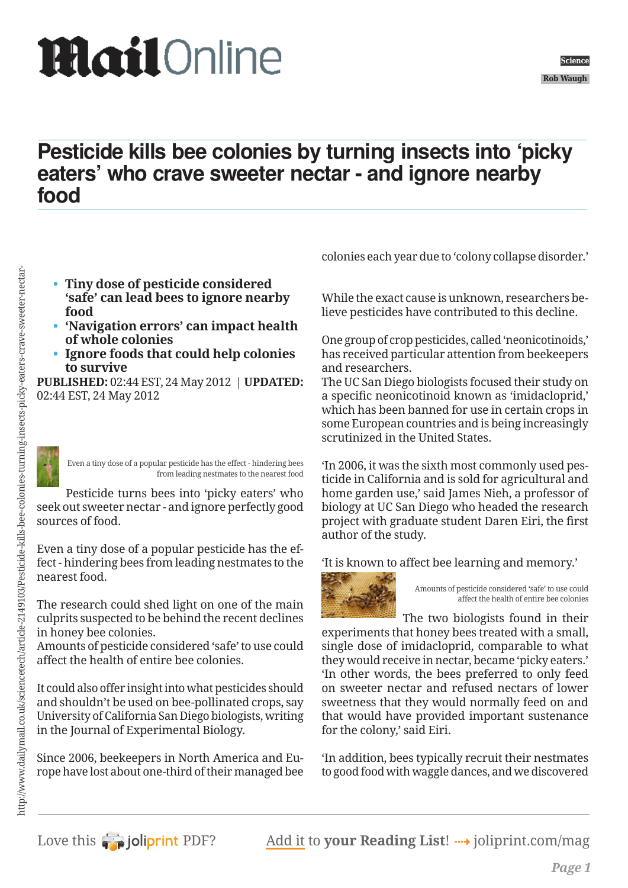# Pesticide kills bee colonies by turning insects into 'picky eaters' who crave sweeter nectar - and ignore nearby food

- **Tiny dose of pesticide considered 'safe' can lead bees to ignore nearby food**
- **'Navigation errors' can impact health of whole colonies**
- **Ignore foods that could help colonies to survive**

**PUBLISHED:** 02:44 EST, 24 May 2012 | **UPDATED:** 02:44 EST, 24 May 2012

Even a tiny dose of a popular pesticide has the effect - hindering bees from leading nestmates to the nearest food

Pesticide turns bees into 'picky eaters' who seek out sweeter nectar - and ignore perfectly good sources of food.

Even a tiny dose of a popular pesticide has the effect - hindering bees from leading nestmates to the nearest food.

The research could shed light on one of the main culprits suspected to be behind the recent declines in honey bee colonies.
Amounts of pesticide considered 'safe' to use could affect the health of entire bee colonies.

It could also offer insight into what pesticides should and shouldn't be used on bee-pollinated crops, say University of California San Diego biologists, writing in the Journal of Experimental Biology.

Since 2006, beekeepers in North America and Europe have lost about one-third of their managed bee colonies each year due to 'colony collapse disorder.'

While the exact cause is unknown, researchers believe pesticides have contributed to this decline.

One group of crop pesticides, called 'neonicotinoids,' has received particular attention from beekeepers and researchers.
The UC San Diego biologists focused their study on a specific neonicotinoid known as 'imidacloprid,' which has been banned for use in certain crops in some European countries and is being increasingly scrutinized in the United States.

'In 2006, it was the sixth most commonly used pesticide in California and is sold for agricultural and home garden use,' said James Nieh, a professor of biology at UC San Diego who headed the research project with graduate student Daren Eiri, the first author of the study.

'It is known to affect bee learning and memory.'

Amounts of pesticide considered 'safe' to use could affect the health of entire bee colonies

The two biologists found in their experiments that honey bees treated with a small, single dose of imidacloprid, comparable to what they would receive in nectar, became 'picky eaters.'
'In other words, the bees preferred to only feed on sweeter nectar and refused nectars of lower sweetness that they would normally feed on and that would have provided important sustenance for the colony,' said Eiri.

'In addition, bees typically recruit their nestmates to good food with waggle dances, and we discovered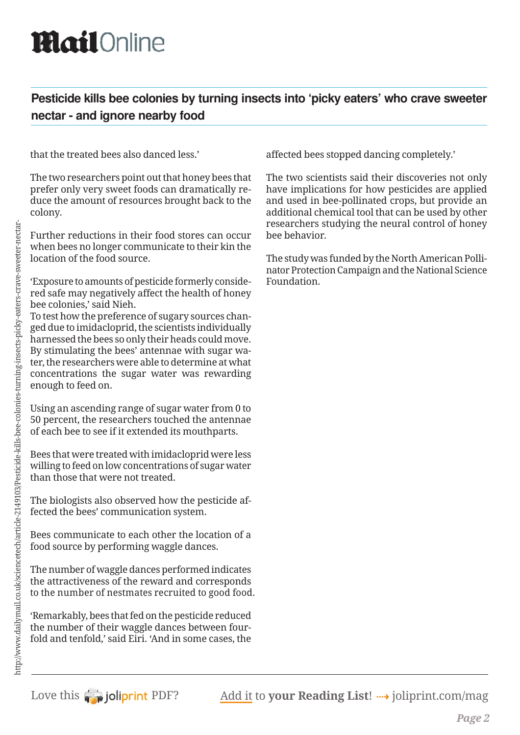that the treated bees also danced less.'

The two researchers point out that honey bees that prefer only very sweet foods can dramatically reduce the amount of resources brought back to the colony.

Further reductions in their food stores can occur when bees no longer communicate to their kin the location of the food source.

'Exposure to amounts of pesticide formerly considered safe may negatively affect the health of honey bee colonies,' said Nieh.
To test how the preference of sugary sources changed due to imidacloprid, the scientists individually harnessed the bees so only their heads could move. By stimulating the bees' antennae with sugar water, the researchers were able to determine at what concentrations the sugar water was rewarding enough to feed on.

Using an ascending range of sugar water from 0 to 50 percent, the researchers touched the antennae of each bee to see if it extended its mouthparts.

Bees that were treated with imidacloprid were less willing to feed on low concentrations of sugar water than those that were not treated.

The biologists also observed how the pesticide affected the bees' communication system.

Bees communicate to each other the location of a food source by performing waggle dances.

The number of waggle dances performed indicates the attractiveness of the reward and corresponds to the number of nestmates recruited to good food.

'Remarkably, bees that fed on the pesticide reduced the number of their waggle dances between four-fold and tenfold,' said Eiri. 'And in some cases, the affected bees stopped dancing completely.'

The two scientists said their discoveries not only have implications for how pesticides are applied and used in bee-pollinated crops, but provide an additional chemical tool that can be used by other researchers studying the neural control of honey bee behavior.

The study was funded by the North American Pollinator Protection Campaign and the National Science Foundation.